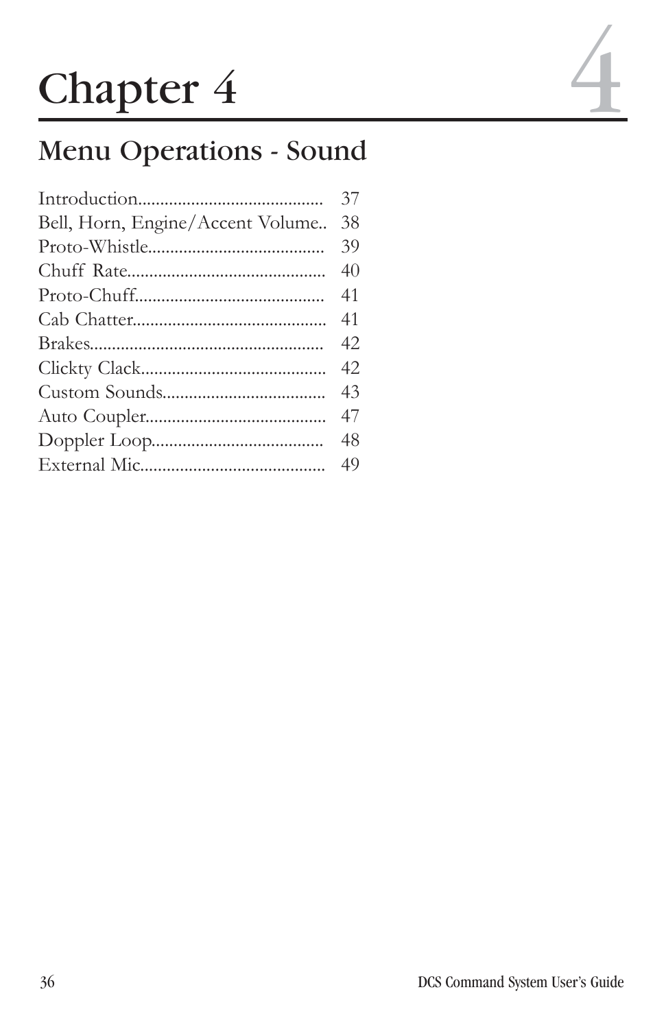# Chapter 4

## Menu Operations - Sound

| | |
|---|---|
| Introduction......................................... | 37 |
| Bell, Horn, Engine/Accent Volume.. | 38 |
| Proto-Whistle........................................ | 39 |
| Chuff Rate............................................ | 40 |
| Proto-Chuff.......................................... | 41 |
| Cab Chatter........................................... | 41 |
| Brakes.................................................... | 42 |
| Clickty Clack......................................... | 42 |
| Custom Sounds..................................... | 43 |
| Auto Coupler........................................ | 47 |
| Doppler Loop....................................... | 48 |
| External Mic......................................... | 49 |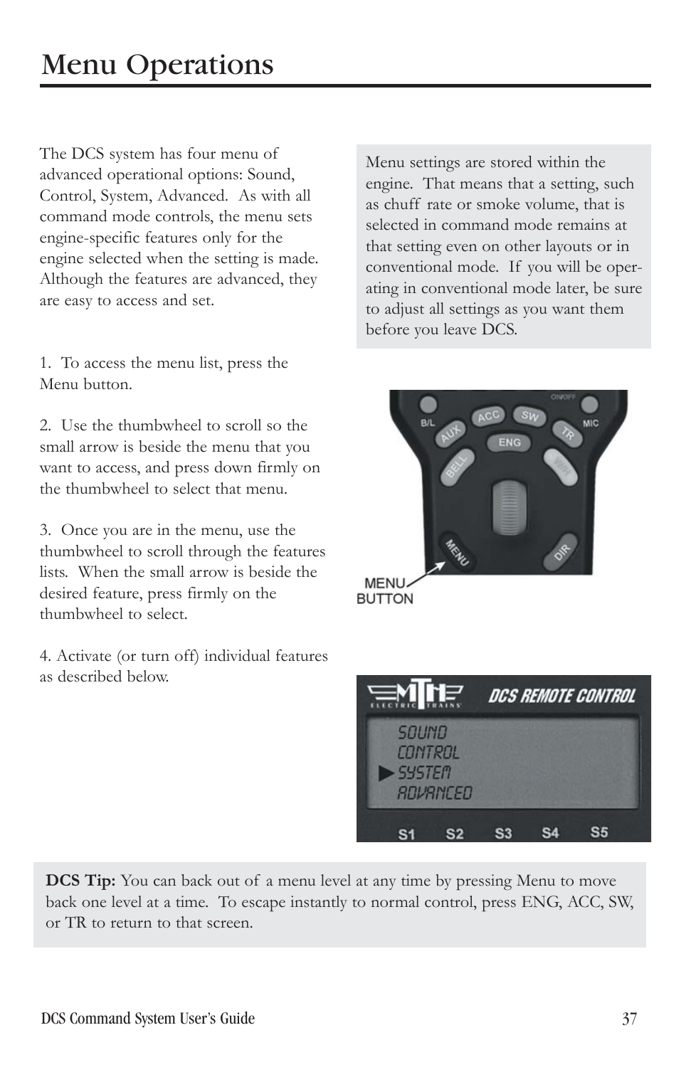# Menu Operations

The DCS system has four menu of advanced operational options: Sound, Control, System, Advanced. As with all command mode controls, the menu sets engine-specific features only for the engine selected when the setting is made. Although the features are advanced, they are easy to access and set.

Menu settings are stored within the engine. That means that a setting, such as chuff rate or smoke volume, that is selected in command mode remains at that setting even on other layouts or in conventional mode. If you will be operating in conventional mode later, be sure to adjust all settings as you want them before you leave DCS.

1. To access the menu list, press the Menu button.

2. Use the thumbwheel to scroll so the small arrow is beside the menu that you want to access, and press down firmly on the thumbwheel to select that menu.

3. Once you are in the menu, use the thumbwheel to scroll through the features lists. When the small arrow is beside the desired feature, press firmly on the thumbwheel to select.

4. Activate (or turn off) individual features as described below.

MENU BUTTON

**DCS Tip:** You can back out of a menu level at any time by pressing Menu to move back one level at a time. To escape instantly to normal control, press ENG, ACC, SW, or TR to return to that screen.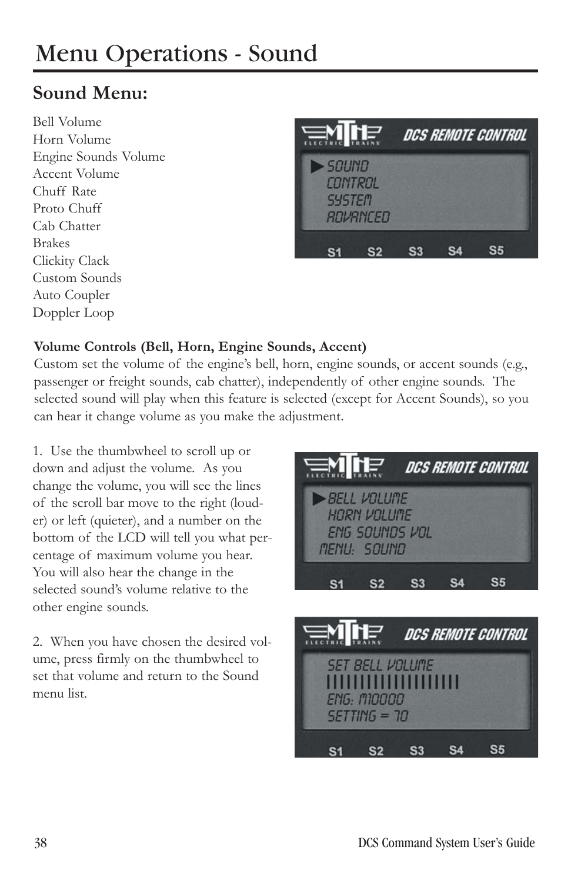# Menu Operations - Sound

## Sound Menu:

Bell Volume
Horn Volume
Engine Sounds Volume
Accent Volume
Chuff Rate
Proto Chuff
Cab Chatter
Brakes
Clickity Clack
Custom Sounds
Auto Coupler
Doppler Loop

**Volume Controls (Bell, Horn, Engine Sounds, Accent)**
Custom set the volume of the engine's bell, horn, engine sounds, or accent sounds (e.g., passenger or freight sounds, cab chatter), independently of other engine sounds. The selected sound will play when this feature is selected (except for Accent Sounds), so you can hear it change volume as you make the adjustment.

1. Use the thumbwheel to scroll up or down and adjust the volume. As you change the volume, you will see the lines of the scroll bar move to the right (louder) or left (quieter), and a number on the bottom of the LCD will tell you what percentage of maximum volume you hear. You will also hear the change in the selected sound's volume relative to the other engine sounds.

2. When you have chosen the desired volume, press firmly on the thumbwheel to set that volume and return to the Sound menu list.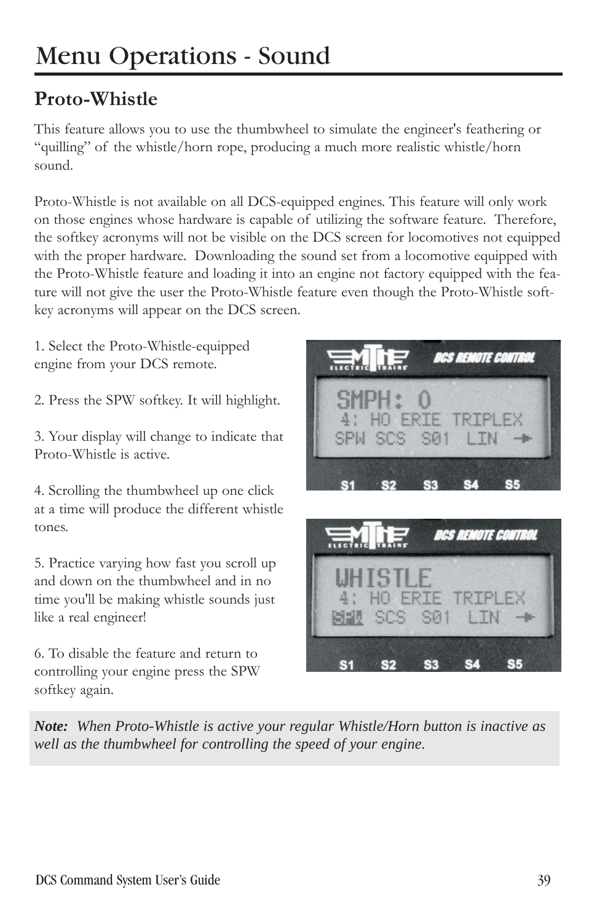# Menu Operations - Sound

## Proto-Whistle

This feature allows you to use the thumbwheel to simulate the engineer's feathering or "quilling" of the whistle/horn rope, producing a much more realistic whistle/horn sound.

Proto-Whistle is not available on all DCS-equipped engines. This feature will only work on those engines whose hardware is capable of utilizing the software feature. Therefore, the softkey acronyms will not be visible on the DCS screen for locomotives not equipped with the proper hardware. Downloading the sound set from a locomotive equipped with the Proto-Whistle feature and loading it into an engine not factory equipped with the feature will not give the user the Proto-Whistle feature even though the Proto-Whistle softkey acronyms will appear on the DCS screen.

1. Select the Proto-Whistle-equipped engine from your DCS remote.

2. Press the SPW softkey. It will highlight.

3. Your display will change to indicate that Proto-Whistle is active.

4. Scrolling the thumbwheel up one click at a time will produce the different whistle tones.

5. Practice varying how fast you scroll up and down on the thumbwheel and in no time you'll be making whistle sounds just like a real engineer!

6. To disable the feature and return to controlling your engine press the SPW softkey again.

***Note:*** *When Proto-Whistle is active your regular Whistle/Horn button is inactive as well as the thumbwheel for controlling the speed of your engine.*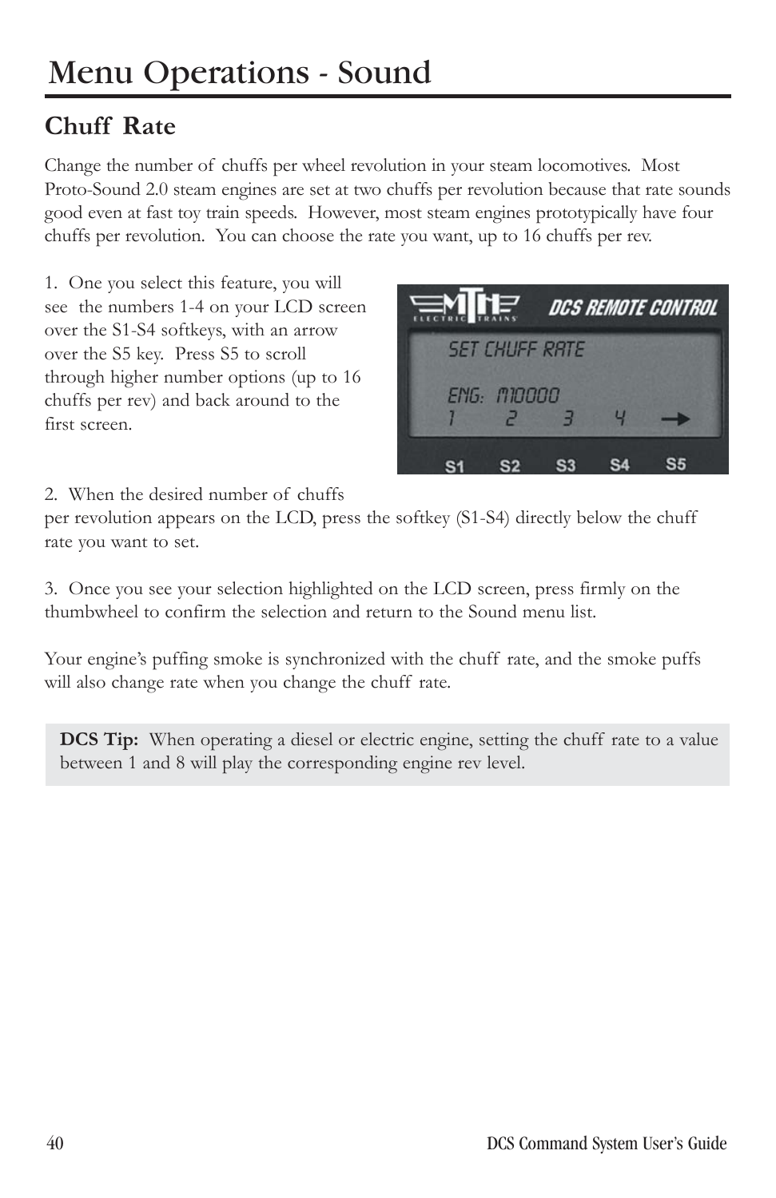# Menu Operations - Sound

## Chuff Rate

Change the number of chuffs per wheel revolution in your steam locomotives. Most Proto-Sound 2.0 steam engines are set at two chuffs per revolution because that rate sounds good even at fast toy train speeds. However, most steam engines prototypically have four chuffs per revolution. You can choose the rate you want, up to 16 chuffs per rev.

1. One you select this feature, you will see the numbers 1-4 on your LCD screen over the S1-S4 softkeys, with an arrow over the S5 key. Press S5 to scroll through higher number options (up to 16 chuffs per rev) and back around to the first screen.

2. When the desired number of chuffs per revolution appears on the LCD, press the softkey (S1-S4) directly below the chuff rate you want to set.

3. Once you see your selection highlighted on the LCD screen, press firmly on the thumbwheel to confirm the selection and return to the Sound menu list.

Your engine's puffing smoke is synchronized with the chuff rate, and the smoke puffs will also change rate when you change the chuff rate.

**DCS Tip:** When operating a diesel or electric engine, setting the chuff rate to a value between 1 and 8 will play the corresponding engine rev level.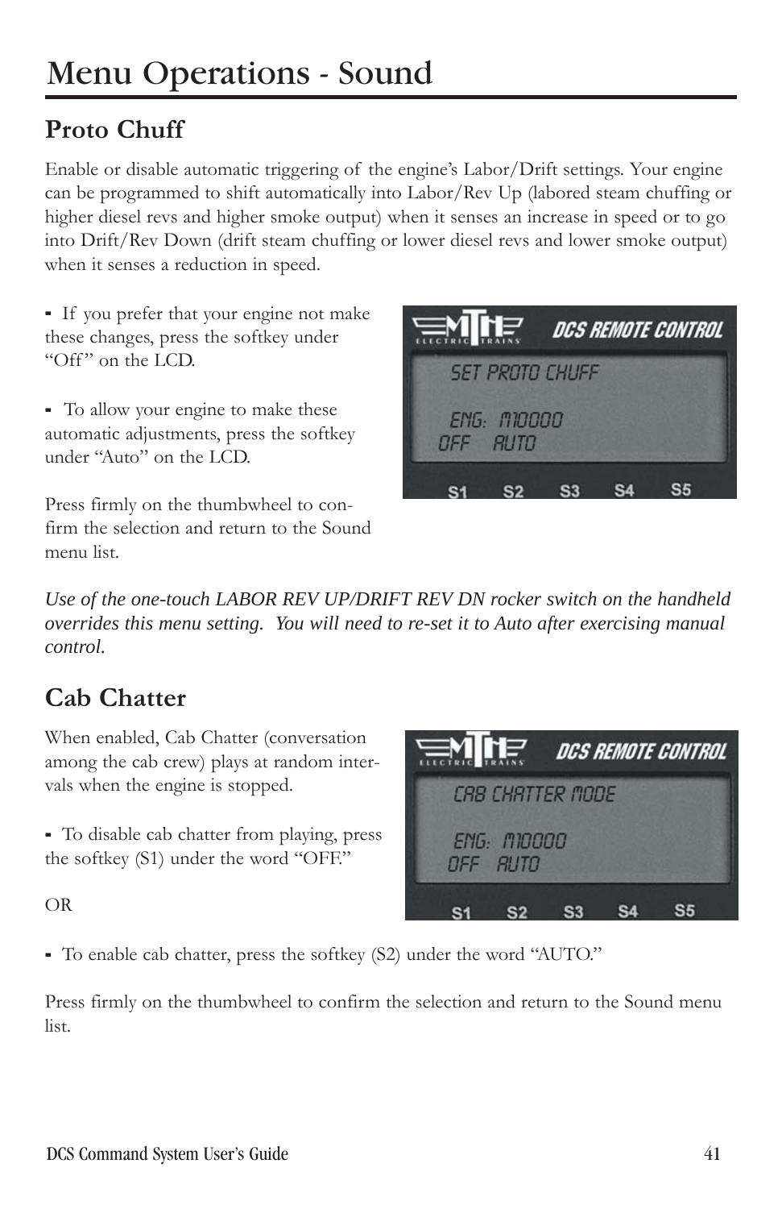# Menu Operations - Sound

## Proto Chuff

Enable or disable automatic triggering of the engine's Labor/Drift settings. Your engine can be programmed to shift automatically into Labor/Rev Up (labored steam chuffing or higher diesel revs and higher smoke output) when it senses an increase in speed or to go into Drift/Rev Down (drift steam chuffing or lower diesel revs and lower smoke output) when it senses a reduction in speed.

- If you prefer that your engine not make these changes, press the softkey under "Off" on the LCD.

- To allow your engine to make these automatic adjustments, press the softkey under "Auto" on the LCD.

Press firmly on the thumbwheel to confirm the selection and return to the Sound menu list.

*Use of the one-touch LABOR REV UP/DRIFT REV DN rocker switch on the handheld overrides this menu setting. You will need to re-set it to Auto after exercising manual control.*

## Cab Chatter

When enabled, Cab Chatter (conversation among the cab crew) plays at random intervals when the engine is stopped.

- To disable cab chatter from playing, press the softkey (S1) under the word "OFF."

OR

- To enable cab chatter, press the softkey (S2) under the word "AUTO."

Press firmly on the thumbwheel to confirm the selection and return to the Sound menu list.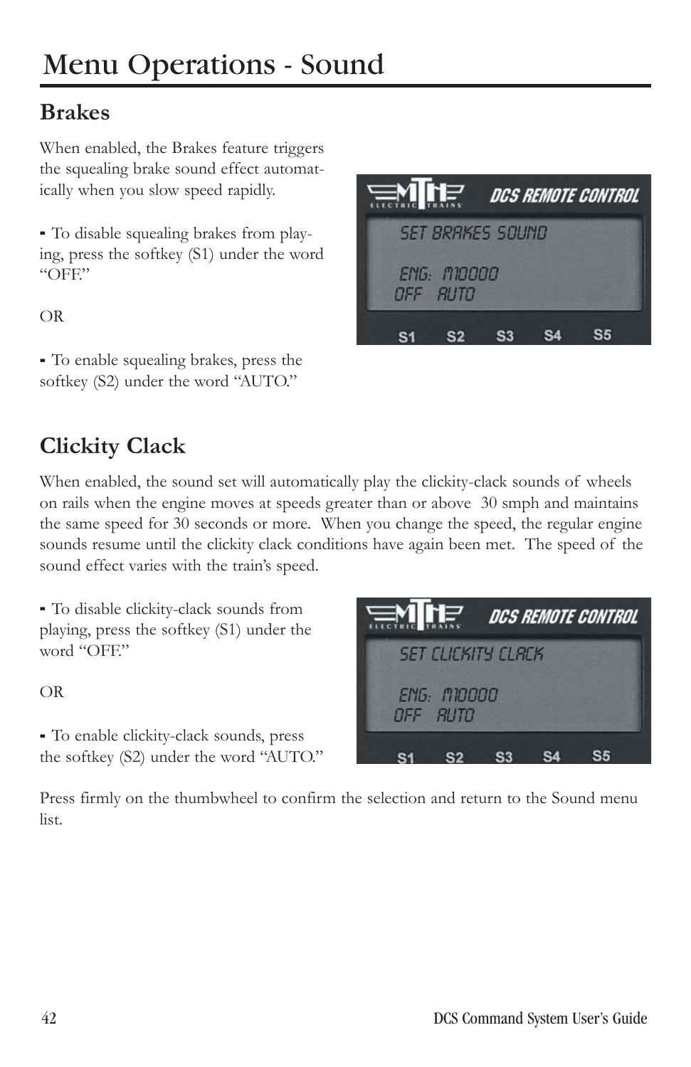# Menu Operations - Sound

## Brakes

When enabled, the Brakes feature triggers the squealing brake sound effect automatically when you slow speed rapidly.

- To disable squealing brakes from playing, press the softkey (S1) under the word "OFF."

OR

- To enable squealing brakes, press the softkey (S2) under the word "AUTO."

## Clickity Clack

When enabled, the sound set will automatically play the clickity-clack sounds of wheels on rails when the engine moves at speeds greater than or above 30 smph and maintains the same speed for 30 seconds or more. When you change the speed, the regular engine sounds resume until the clickity clack conditions have again been met. The speed of the sound effect varies with the train's speed.

- To disable clickity-clack sounds from playing, press the softkey (S1) under the word "OFF."

OR

- To enable clickity-clack sounds, press the softkey (S2) under the word "AUTO."

Press firmly on the thumbwheel to confirm the selection and return to the Sound menu list.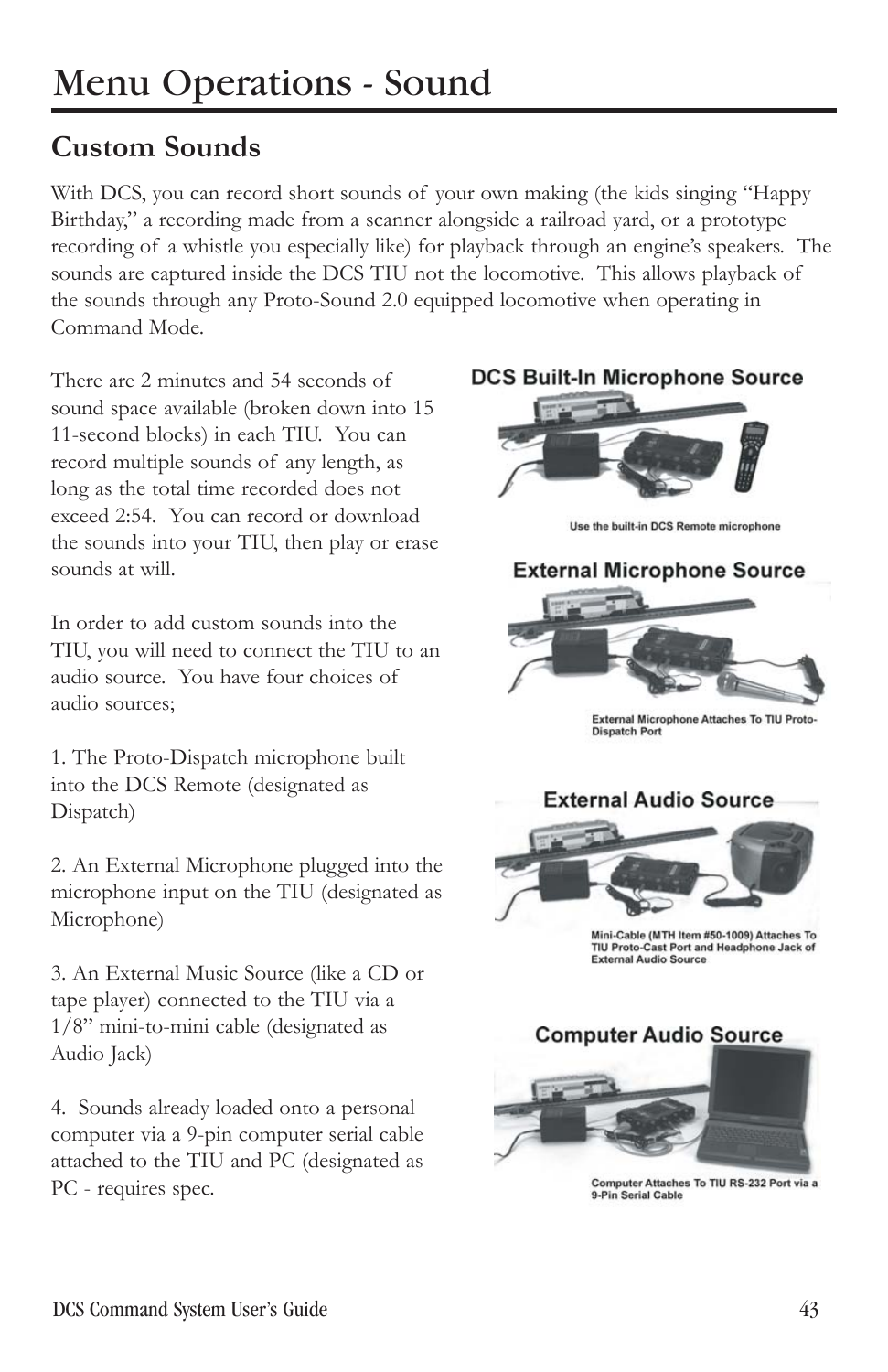# Menu Operations - Sound

## Custom Sounds

With DCS, you can record short sounds of your own making (the kids singing "Happy Birthday," a recording made from a scanner alongside a railroad yard, or a prototype recording of a whistle you especially like) for playback through an engine's speakers. The sounds are captured inside the DCS TIU not the locomotive. This allows playback of the sounds through any Proto-Sound 2.0 equipped locomotive when operating in Command Mode.

There are 2 minutes and 54 seconds of sound space available (broken down into 15 11-second blocks) in each TIU. You can record multiple sounds of any length, as long as the total time recorded does not exceed 2:54. You can record or download the sounds into your TIU, then play or erase sounds at will.

In order to add custom sounds into the TIU, you will need to connect the TIU to an audio source. You have four choices of audio sources;

1. The Proto-Dispatch microphone built into the DCS Remote (designated as Dispatch)

2. An External Microphone plugged into the microphone input on the TIU (designated as Microphone)

3. An External Music Source (like a CD or tape player) connected to the TIU via a 1/8" mini-to-mini cable (designated as Audio Jack)

4. Sounds already loaded onto a personal computer via a 9-pin computer serial cable attached to the TIU and PC (designated as PC - requires spec.

**DCS Built-In Microphone Source**

Use the built-in DCS Remote microphone

**External Microphone Source**

External Microphone Attaches To TIU Proto-Dispatch Port

**External Audio Source**

Mini-Cable (MTH Item #50-1009) Attaches To TIU Proto-Cast Port and Headphone Jack of External Audio Source

**Computer Audio Source**

Computer Attaches To TIU RS-232 Port via a 9-Pin Serial Cable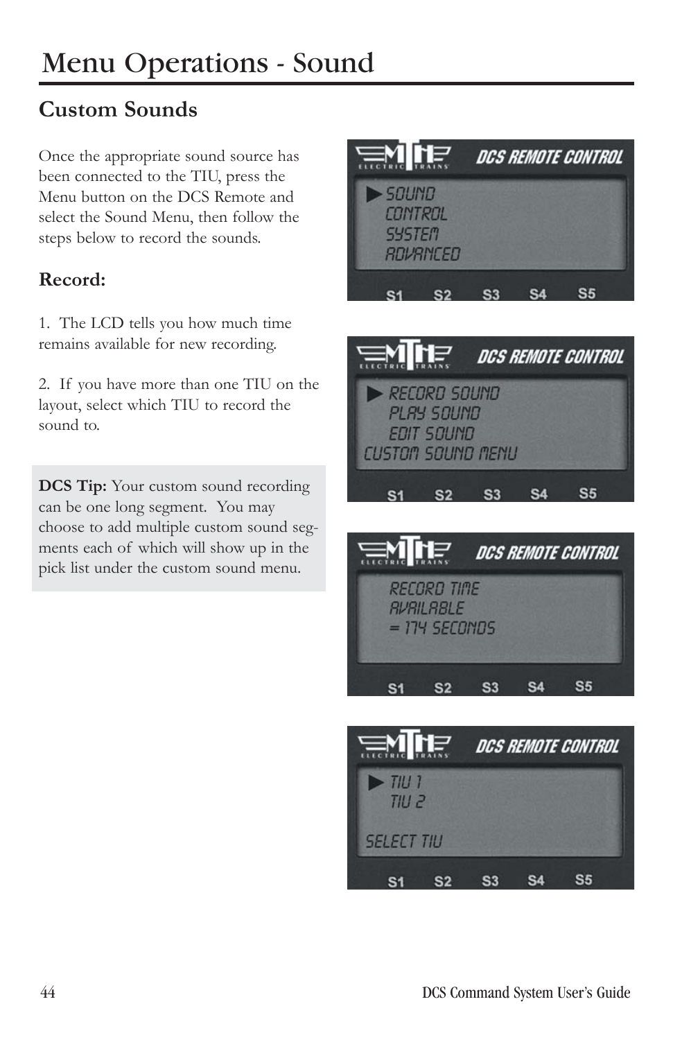# Menu Operations - Sound

## Custom Sounds

Once the appropriate sound source has been connected to the TIU, press the Menu button on the DCS Remote and select the Sound Menu, then follow the steps below to record the sounds.

### Record:

1. The LCD tells you how much time remains available for new recording.

2. If you have more than one TIU on the layout, select which TIU to record the sound to.

**DCS Tip:** Your custom sound recording can be one long segment. You may choose to add multiple custom sound segments each of which will show up in the pick list under the custom sound menu.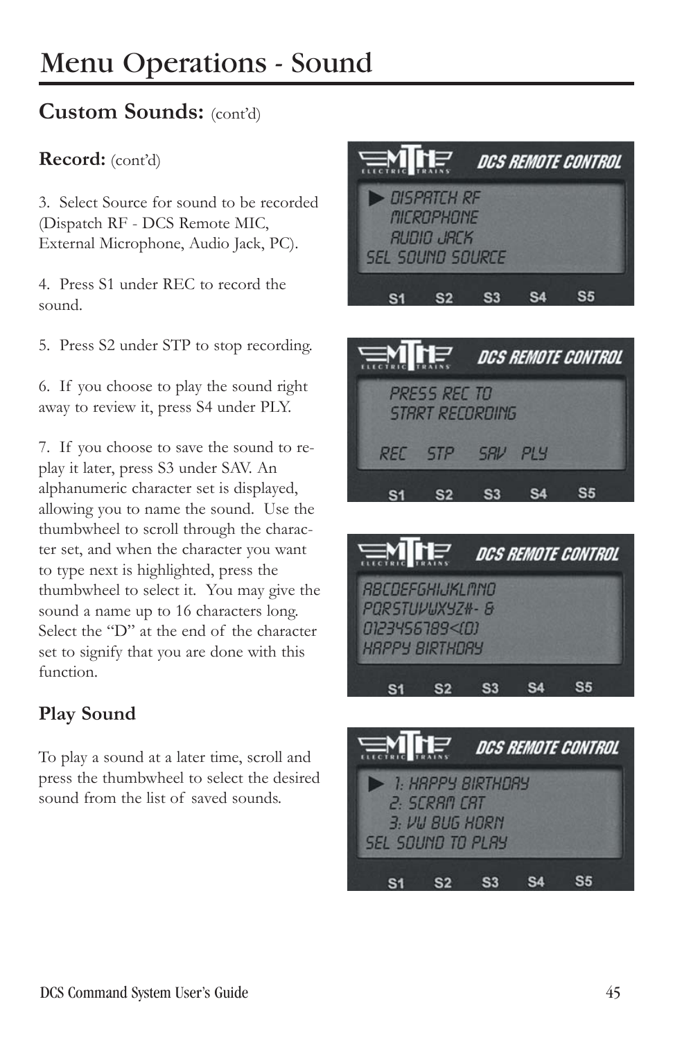# Menu Operations - Sound

## Custom Sounds: (cont'd)

### Record: (cont'd)

3. Select Source for sound to be recorded (Dispatch RF - DCS Remote MIC, External Microphone, Audio Jack, PC).

4. Press S1 under REC to record the sound.

5. Press S2 under STP to stop recording.

6. If you choose to play the sound right away to review it, press S4 under PLY.

7. If you choose to save the sound to replay it later, press S3 under SAV. An alphanumeric character set is displayed, allowing you to name the sound. Use the thumbwheel to scroll through the character set, and when the character you want to type next is highlighted, press the thumbwheel to select it. You may give the sound a name up to 16 characters long. Select the "D" at the end of the character set to signify that you are done with this function.

### Play Sound

To play a sound at a later time, scroll and press the thumbwheel to select the desired sound from the list of saved sounds.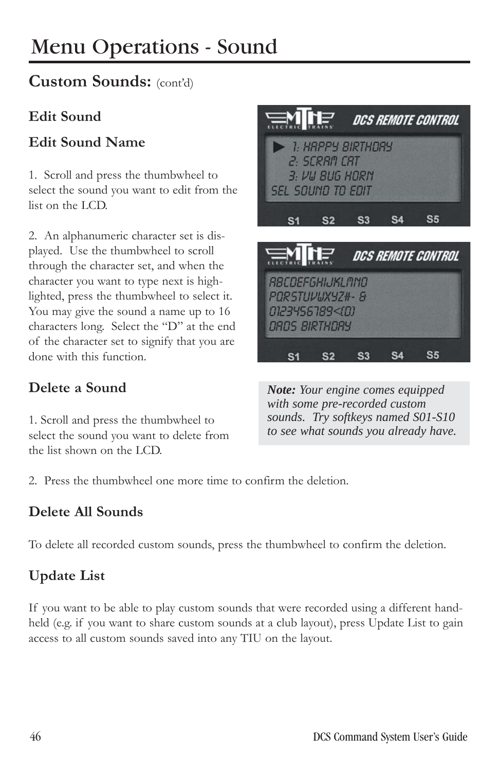# Menu Operations - Sound

## Custom Sounds: (cont'd)

### Edit Sound

### Edit Sound Name

1. Scroll and press the thumbwheel to select the sound you want to edit from the list on the LCD.

2. An alphanumeric character set is displayed. Use the thumbwheel to scroll through the character set, and when the character you want to type next is highlighted, press the thumbwheel to select it. You may give the sound a name up to 16 characters long. Select the "D" at the end of the character set to signify that you are done with this function.

### Delete a Sound

1. Scroll and press the thumbwheel to select the sound you want to delete from the list shown on the LCD.

2. Press the thumbwheel one more time to confirm the deletion.

> ***Note:*** *Your engine comes equipped with some pre-recorded custom sounds. Try softkeys named S01-S10 to see what sounds you already have.*

### Delete All Sounds

To delete all recorded custom sounds, press the thumbwheel to confirm the deletion.

### Update List

If you want to be able to play custom sounds that were recorded using a different handheld (e.g. if you want to share custom sounds at a club layout), press Update List to gain access to all custom sounds saved into any TIU on the layout.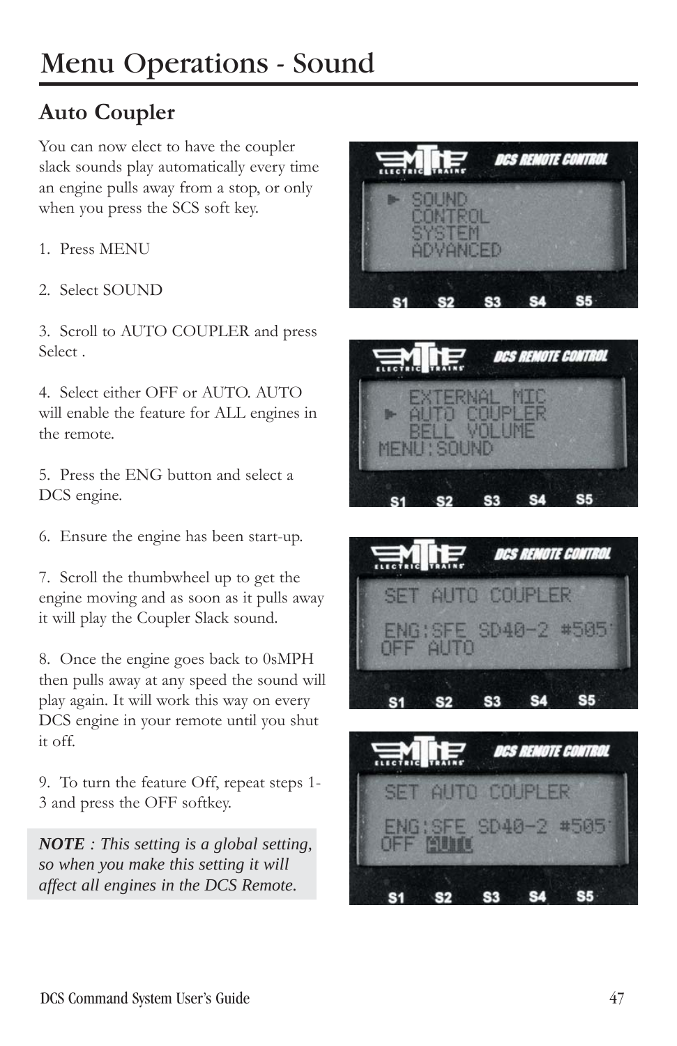# Menu Operations - Sound

## Auto Coupler

You can now elect to have the coupler slack sounds play automatically every time an engine pulls away from a stop, or only when you press the SCS soft key.

1. Press MENU

2. Select SOUND

3. Scroll to AUTO COUPLER and press Select .

4. Select either OFF or AUTO. AUTO will enable the feature for ALL engines in the remote.

5. Press the ENG button and select a DCS engine.

6. Ensure the engine has been start-up.

7. Scroll the thumbwheel up to get the engine moving and as soon as it pulls away it will play the Coupler Slack sound.

8. Once the engine goes back to 0sMPH then pulls away at any speed the sound will play again. It will work this way on every DCS engine in your remote until you shut it off.

9. To turn the feature Off, repeat steps 1-3 and press the OFF softkey.

***NOTE** : This setting is a global setting, so when you make this setting it will affect all engines in the DCS Remote.*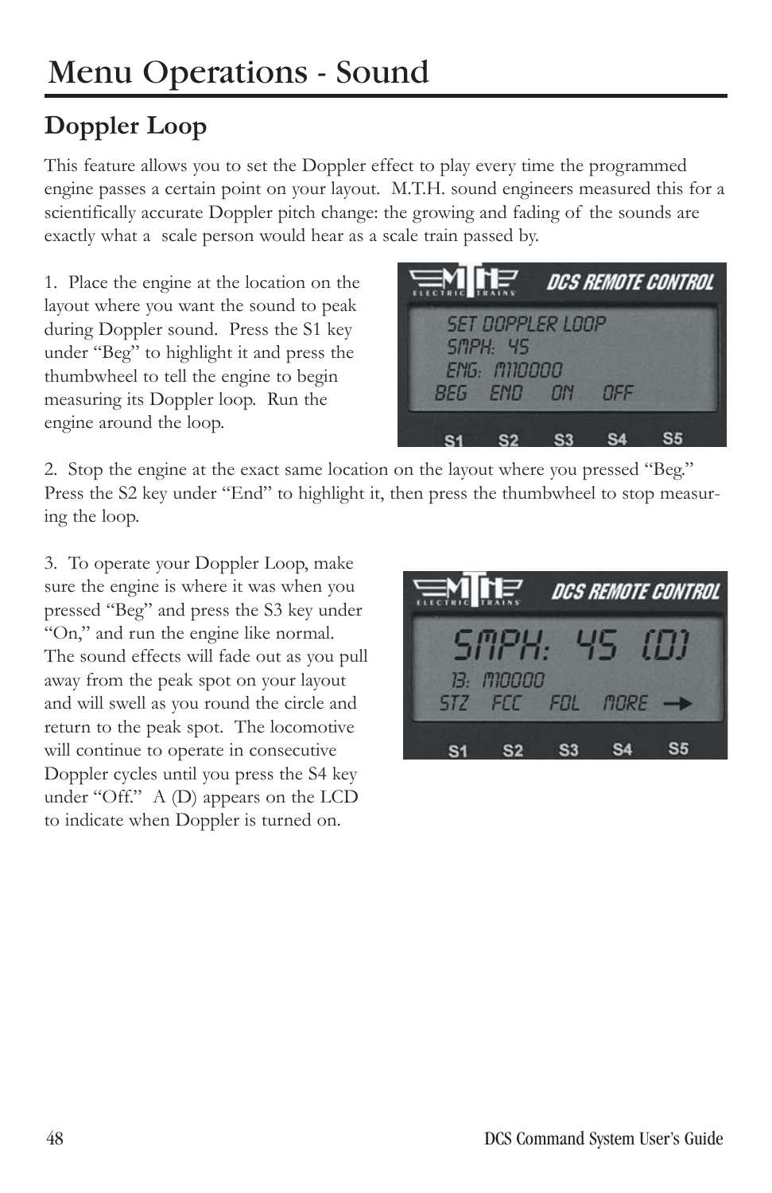# Menu Operations - Sound

## Doppler Loop

This feature allows you to set the Doppler effect to play every time the programmed engine passes a certain point on your layout. M.T.H. sound engineers measured this for a scientifically accurate Doppler pitch change: the growing and fading of the sounds are exactly what a scale person would hear as a scale train passed by.

1. Place the engine at the location on the layout where you want the sound to peak during Doppler sound. Press the S1 key under "Beg" to highlight it and press the thumbwheel to tell the engine to begin measuring its Doppler loop. Run the engine around the loop.

2. Stop the engine at the exact same location on the layout where you pressed "Beg." Press the S2 key under "End" to highlight it, then press the thumbwheel to stop measuring the loop.

3. To operate your Doppler Loop, make sure the engine is where it was when you pressed "Beg" and press the S3 key under "On," and run the engine like normal. The sound effects will fade out as you pull away from the peak spot on your layout and will swell as you round the circle and return to the peak spot. The locomotive will continue to operate in consecutive Doppler cycles until you press the S4 key under "Off." A (D) appears on the LCD to indicate when Doppler is turned on.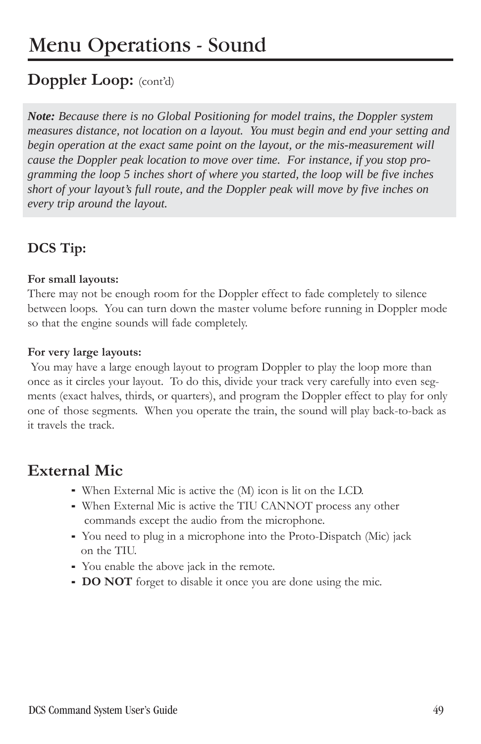# Menu Operations - Sound

## Doppler Loop: (cont'd)

***Note:*** *Because there is no Global Positioning for model trains, the Doppler system measures distance, not location on a layout. You must begin and end your setting and begin operation at the exact same point on the layout, or the mis-measurement will cause the Doppler peak location to move over time. For instance, if you stop programming the loop 5 inches short of where you started, the loop will be five inches short of your layout's full route, and the Doppler peak will move by five inches on every trip around the layout.*

### DCS Tip:

**For small layouts:**
There may not be enough room for the Doppler effect to fade completely to silence between loops. You can turn down the master volume before running in Doppler mode so that the engine sounds will fade completely.

**For very large layouts:**
You may have a large enough layout to program Doppler to play the loop more than once as it circles your layout. To do this, divide your track very carefully into even segments (exact halves, thirds, or quarters), and program the Doppler effect to play for only one of those segments. When you operate the train, the sound will play back-to-back as it travels the track.

## External Mic

- When External Mic is active the (M) icon is lit on the LCD.
- When External Mic is active the TIU CANNOT process any other commands except the audio from the microphone.
- You need to plug in a microphone into the Proto-Dispatch (Mic) jack on the TIU.
- You enable the above jack in the remote.
- **DO NOT** forget to disable it once you are done using the mic.